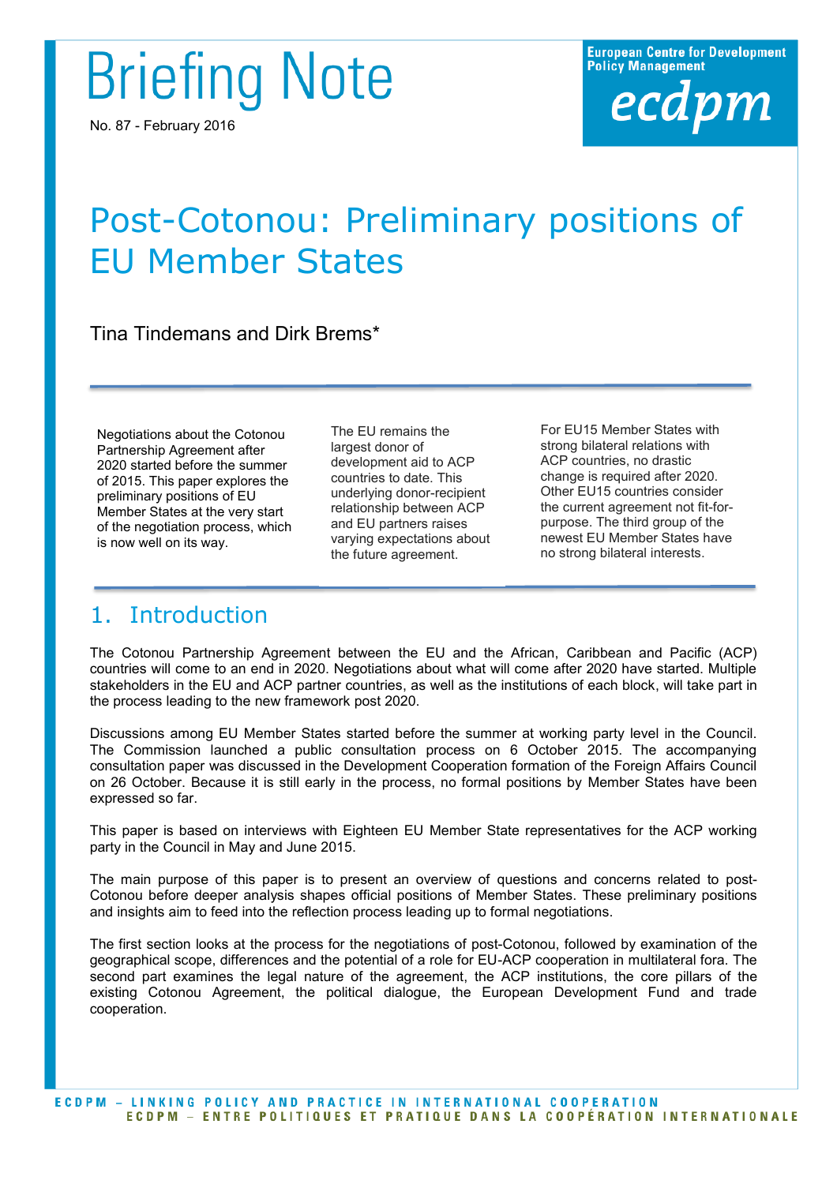Briefing Note

No. 87 - February 2016

European Centre for Development Policy Management

ecdpm

# Post-Cotonou: Preliminary positions of EU Member States

Tina Tindemans and Dirk Brems*

Negotiations about the Cotonou Partnership Agreement after 2020 started before the summer of 2015. This paper explores the preliminary positions of EU Member States at the very start of the negotiation process, which is now well on its way.

The EU remains the largest donor of development aid to ACP countries to date. This underlying donor-recipient relationship between ACP and EU partners raises varying expectations about the future agreement.

For EU15 Member States with strong bilateral relations with ACP countries, no drastic change is required after 2020. Other EU15 countries consider the current agreement not fit-for-purpose. The third group of the newest EU Member States have no strong bilateral interests.

## 1. Introduction

The Cotonou Partnership Agreement between the EU and the African, Caribbean and Pacific (ACP) countries will come to an end in 2020. Negotiations about what will come after 2020 have started. Multiple stakeholders in the EU and ACP partner countries, as well as the institutions of each block, will take part in the process leading to the new framework post 2020.

Discussions among EU Member States started before the summer at working party level in the Council. The Commission launched a public consultation process on 6 October 2015. The accompanying consultation paper was discussed in the Development Cooperation formation of the Foreign Affairs Council on 26 October. Because it is still early in the process, no formal positions by Member States have been expressed so far.

This paper is based on interviews with Eighteen EU Member State representatives for the ACP working party in the Council in May and June 2015.

The main purpose of this paper is to present an overview of questions and concerns related to post-Cotonou before deeper analysis shapes official positions of Member States. These preliminary positions and insights aim to feed into the reflection process leading up to formal negotiations.

The first section looks at the process for the negotiations of post-Cotonou, followed by examination of the geographical scope, differences and the potential of a role for EU-ACP cooperation in multilateral fora. The second part examines the legal nature of the agreement, the ACP institutions, the core pillars of the existing Cotonou Agreement, the political dialogue, the European Development Fund and trade cooperation.

ECDPM – LINKING POLICY AND PRACTICE IN INTERNATIONAL COOPERATION
ECDPM – ENTRE POLITIQUES ET PRATIQUE DANS LA COOPÉRATION INTERNATIONALE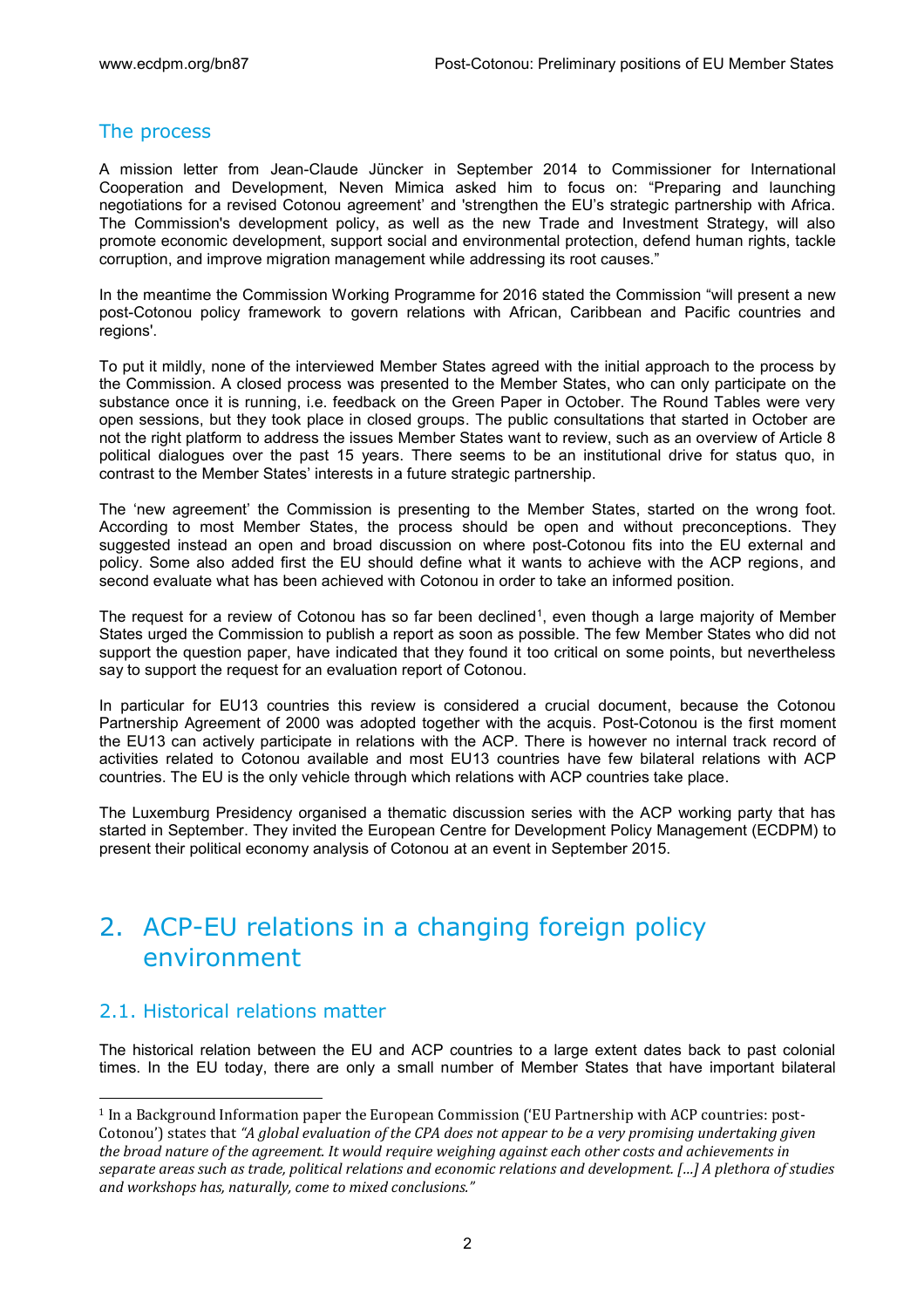## The process

A mission letter from Jean-Claude Jüncker in September 2014 to Commissioner for International Cooperation and Development, Neven Mimica asked him to focus on: "Preparing and launching negotiations for a revised Cotonou agreement' and 'strengthen the EU's strategic partnership with Africa. The Commission's development policy, as well as the new Trade and Investment Strategy, will also promote economic development, support social and environmental protection, defend human rights, tackle corruption, and improve migration management while addressing its root causes."

In the meantime the Commission Working Programme for 2016 stated the Commission "will present a new post-Cotonou policy framework to govern relations with African, Caribbean and Pacific countries and regions'.

To put it mildly, none of the interviewed Member States agreed with the initial approach to the process by the Commission. A closed process was presented to the Member States, who can only participate on the substance once it is running, i.e. feedback on the Green Paper in October. The Round Tables were very open sessions, but they took place in closed groups. The public consultations that started in October are not the right platform to address the issues Member States want to review, such as an overview of Article 8 political dialogues over the past 15 years. There seems to be an institutional drive for status quo, in contrast to the Member States' interests in a future strategic partnership.

The 'new agreement' the Commission is presenting to the Member States, started on the wrong foot. According to most Member States, the process should be open and without preconceptions. They suggested instead an open and broad discussion on where post-Cotonou fits into the EU external and policy. Some also added first the EU should define what it wants to achieve with the ACP regions, and second evaluate what has been achieved with Cotonou in order to take an informed position.

The request for a review of Cotonou has so far been declined[1], even though a large majority of Member States urged the Commission to publish a report as soon as possible. The few Member States who did not support the question paper, have indicated that they found it too critical on some points, but nevertheless say to support the request for an evaluation report of Cotonou.

In particular for EU13 countries this review is considered a crucial document, because the Cotonou Partnership Agreement of 2000 was adopted together with the acquis. Post-Cotonou is the first moment the EU13 can actively participate in relations with the ACP. There is however no internal track record of activities related to Cotonou available and most EU13 countries have few bilateral relations with ACP countries. The EU is the only vehicle through which relations with ACP countries take place.

The Luxemburg Presidency organised a thematic discussion series with the ACP working party that has started in September. They invited the European Centre for Development Policy Management (ECDPM) to present their political economy analysis of Cotonou at an event in September 2015.

# 2. ACP-EU relations in a changing foreign policy environment

## 2.1. Historical relations matter

The historical relation between the EU and ACP countries to a large extent dates back to past colonial times. In the EU today, there are only a small number of Member States that have important bilateral

[1] In a Background Information paper the European Commission ('EU Partnership with ACP countries: post-Cotonou') states that *"A global evaluation of the CPA does not appear to be a very promising undertaking given the broad nature of the agreement. It would require weighing against each other costs and achievements in separate areas such as trade, political relations and economic relations and development. [...] A plethora of studies and workshops has, naturally, come to mixed conclusions."*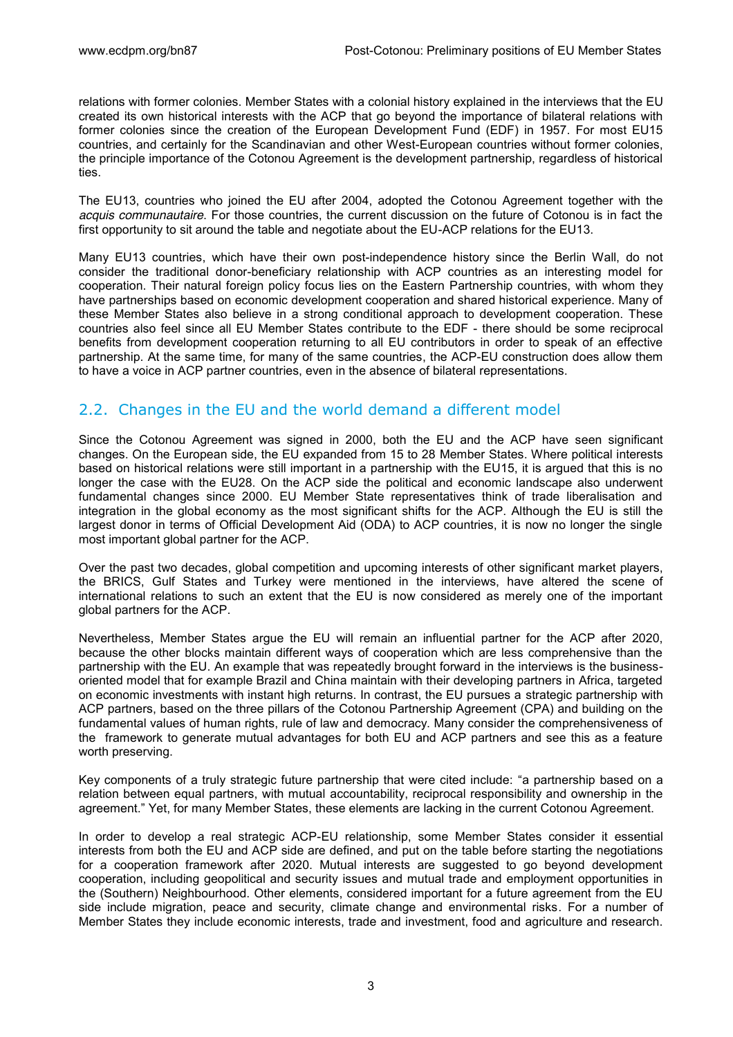relations with former colonies. Member States with a colonial history explained in the interviews that the EU created its own historical interests with the ACP that go beyond the importance of bilateral relations with former colonies since the creation of the European Development Fund (EDF) in 1957. For most EU15 countries, and certainly for the Scandinavian and other West-European countries without former colonies, the principle importance of the Cotonou Agreement is the development partnership, regardless of historical ties.

The EU13, countries who joined the EU after 2004, adopted the Cotonou Agreement together with the *acquis communautaire.* For those countries, the current discussion on the future of Cotonou is in fact the first opportunity to sit around the table and negotiate about the EU-ACP relations for the EU13.

Many EU13 countries, which have their own post-independence history since the Berlin Wall, do not consider the traditional donor-beneficiary relationship with ACP countries as an interesting model for cooperation. Their natural foreign policy focus lies on the Eastern Partnership countries, with whom they have partnerships based on economic development cooperation and shared historical experience. Many of these Member States also believe in a strong conditional approach to development cooperation. These countries also feel since all EU Member States contribute to the EDF - there should be some reciprocal benefits from development cooperation returning to all EU contributors in order to speak of an effective partnership. At the same time, for many of the same countries, the ACP-EU construction does allow them to have a voice in ACP partner countries, even in the absence of bilateral representations.

## 2.2. Changes in the EU and the world demand a different model

Since the Cotonou Agreement was signed in 2000, both the EU and the ACP have seen significant changes. On the European side, the EU expanded from 15 to 28 Member States. Where political interests based on historical relations were still important in a partnership with the EU15, it is argued that this is no longer the case with the EU28. On the ACP side the political and economic landscape also underwent fundamental changes since 2000. EU Member State representatives think of trade liberalisation and integration in the global economy as the most significant shifts for the ACP. Although the EU is still the largest donor in terms of Official Development Aid (ODA) to ACP countries, it is now no longer the single most important global partner for the ACP.

Over the past two decades, global competition and upcoming interests of other significant market players, the BRICS, Gulf States and Turkey were mentioned in the interviews, have altered the scene of international relations to such an extent that the EU is now considered as merely one of the important global partners for the ACP.

Nevertheless, Member States argue the EU will remain an influential partner for the ACP after 2020, because the other blocks maintain different ways of cooperation which are less comprehensive than the partnership with the EU. An example that was repeatedly brought forward in the interviews is the business-oriented model that for example Brazil and China maintain with their developing partners in Africa, targeted on economic investments with instant high returns. In contrast, the EU pursues a strategic partnership with ACP partners, based on the three pillars of the Cotonou Partnership Agreement (CPA) and building on the fundamental values of human rights, rule of law and democracy. Many consider the comprehensiveness of the framework to generate mutual advantages for both EU and ACP partners and see this as a feature worth preserving.

Key components of a truly strategic future partnership that were cited include: "a partnership based on a relation between equal partners, with mutual accountability, reciprocal responsibility and ownership in the agreement." Yet, for many Member States, these elements are lacking in the current Cotonou Agreement.

In order to develop a real strategic ACP-EU relationship, some Member States consider it essential interests from both the EU and ACP side are defined, and put on the table before starting the negotiations for a cooperation framework after 2020. Mutual interests are suggested to go beyond development cooperation, including geopolitical and security issues and mutual trade and employment opportunities in the (Southern) Neighbourhood. Other elements, considered important for a future agreement from the EU side include migration, peace and security, climate change and environmental risks. For a number of Member States they include economic interests, trade and investment, food and agriculture and research.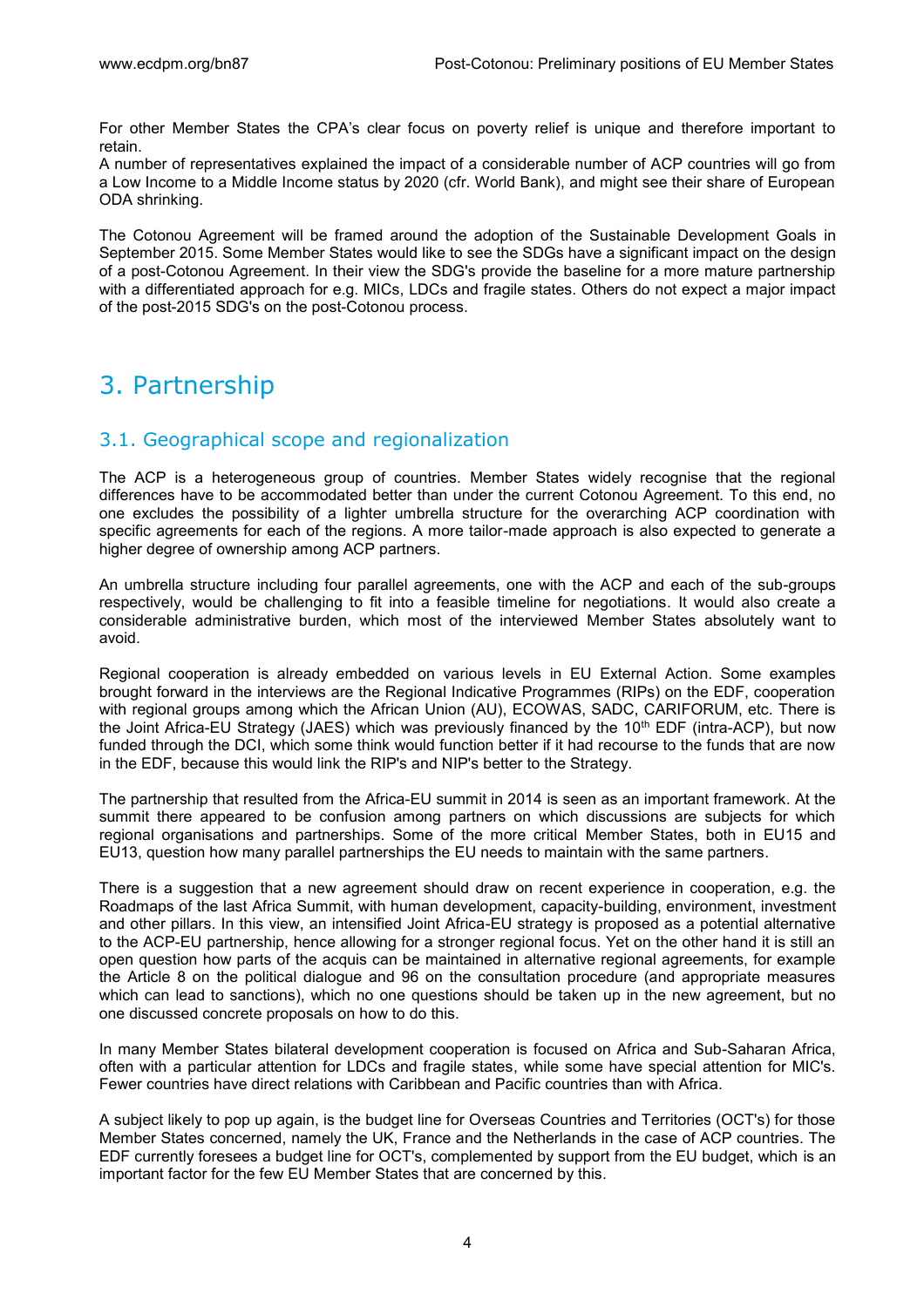For other Member States the CPA's clear focus on poverty relief is unique and therefore important to retain.

A number of representatives explained the impact of a considerable number of ACP countries will go from a Low Income to a Middle Income status by 2020 (cfr. World Bank), and might see their share of European ODA shrinking.

The Cotonou Agreement will be framed around the adoption of the Sustainable Development Goals in September 2015. Some Member States would like to see the SDGs have a significant impact on the design of a post-Cotonou Agreement. In their view the SDG's provide the baseline for a more mature partnership with a differentiated approach for e.g. MICs, LDCs and fragile states. Others do not expect a major impact of the post-2015 SDG's on the post-Cotonou process.

# 3. Partnership

## 3.1. Geographical scope and regionalization

The ACP is a heterogeneous group of countries. Member States widely recognise that the regional differences have to be accommodated better than under the current Cotonou Agreement. To this end, no one excludes the possibility of a lighter umbrella structure for the overarching ACP coordination with specific agreements for each of the regions. A more tailor-made approach is also expected to generate a higher degree of ownership among ACP partners.

An umbrella structure including four parallel agreements, one with the ACP and each of the sub-groups respectively, would be challenging to fit into a feasible timeline for negotiations. It would also create a considerable administrative burden, which most of the interviewed Member States absolutely want to avoid.

Regional cooperation is already embedded on various levels in EU External Action. Some examples brought forward in the interviews are the Regional Indicative Programmes (RIPs) on the EDF, cooperation with regional groups among which the African Union (AU), ECOWAS, SADC, CARIFORUM, etc. There is the Joint Africa-EU Strategy (JAES) which was previously financed by the 10th EDF (intra-ACP), but now funded through the DCI, which some think would function better if it had recourse to the funds that are now in the EDF, because this would link the RIP's and NIP's better to the Strategy.

The partnership that resulted from the Africa-EU summit in 2014 is seen as an important framework. At the summit there appeared to be confusion among partners on which discussions are subjects for which regional organisations and partnerships. Some of the more critical Member States, both in EU15 and EU13, question how many parallel partnerships the EU needs to maintain with the same partners.

There is a suggestion that a new agreement should draw on recent experience in cooperation, e.g. the Roadmaps of the last Africa Summit, with human development, capacity-building, environment, investment and other pillars. In this view, an intensified Joint Africa-EU strategy is proposed as a potential alternative to the ACP-EU partnership, hence allowing for a stronger regional focus. Yet on the other hand it is still an open question how parts of the acquis can be maintained in alternative regional agreements, for example the Article 8 on the political dialogue and 96 on the consultation procedure (and appropriate measures which can lead to sanctions), which no one questions should be taken up in the new agreement, but no one discussed concrete proposals on how to do this.

In many Member States bilateral development cooperation is focused on Africa and Sub-Saharan Africa, often with a particular attention for LDCs and fragile states, while some have special attention for MIC's. Fewer countries have direct relations with Caribbean and Pacific countries than with Africa.

A subject likely to pop up again, is the budget line for Overseas Countries and Territories (OCT's) for those Member States concerned, namely the UK, France and the Netherlands in the case of ACP countries. The EDF currently foresees a budget line for OCT's, complemented by support from the EU budget, which is an important factor for the few EU Member States that are concerned by this.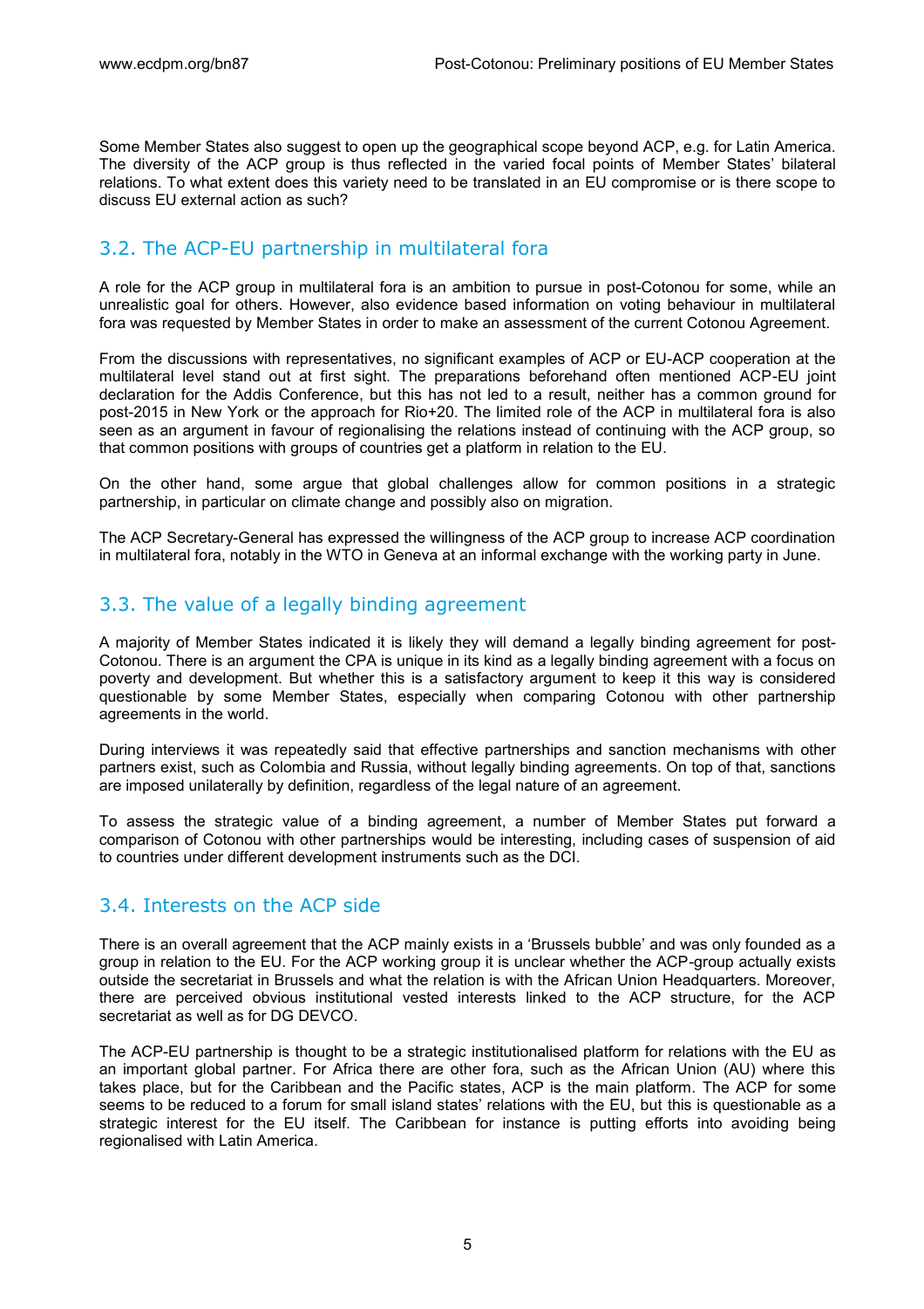Some Member States also suggest to open up the geographical scope beyond ACP, e.g. for Latin America. The diversity of the ACP group is thus reflected in the varied focal points of Member States' bilateral relations. To what extent does this variety need to be translated in an EU compromise or is there scope to discuss EU external action as such?

## 3.2. The ACP-EU partnership in multilateral fora

A role for the ACP group in multilateral fora is an ambition to pursue in post-Cotonou for some, while an unrealistic goal for others. However, also evidence based information on voting behaviour in multilateral fora was requested by Member States in order to make an assessment of the current Cotonou Agreement.

From the discussions with representatives, no significant examples of ACP or EU-ACP cooperation at the multilateral level stand out at first sight. The preparations beforehand often mentioned ACP-EU joint declaration for the Addis Conference, but this has not led to a result, neither has a common ground for post-2015 in New York or the approach for Rio+20. The limited role of the ACP in multilateral fora is also seen as an argument in favour of regionalising the relations instead of continuing with the ACP group, so that common positions with groups of countries get a platform in relation to the EU.

On the other hand, some argue that global challenges allow for common positions in a strategic partnership, in particular on climate change and possibly also on migration.

The ACP Secretary-General has expressed the willingness of the ACP group to increase ACP coordination in multilateral fora, notably in the WTO in Geneva at an informal exchange with the working party in June.

## 3.3. The value of a legally binding agreement

A majority of Member States indicated it is likely they will demand a legally binding agreement for post-Cotonou. There is an argument the CPA is unique in its kind as a legally binding agreement with a focus on poverty and development. But whether this is a satisfactory argument to keep it this way is considered questionable by some Member States, especially when comparing Cotonou with other partnership agreements in the world.

During interviews it was repeatedly said that effective partnerships and sanction mechanisms with other partners exist, such as Colombia and Russia, without legally binding agreements. On top of that, sanctions are imposed unilaterally by definition, regardless of the legal nature of an agreement.

To assess the strategic value of a binding agreement, a number of Member States put forward a comparison of Cotonou with other partnerships would be interesting, including cases of suspension of aid to countries under different development instruments such as the DCI.

## 3.4. Interests on the ACP side

There is an overall agreement that the ACP mainly exists in a 'Brussels bubble' and was only founded as a group in relation to the EU. For the ACP working group it is unclear whether the ACP-group actually exists outside the secretariat in Brussels and what the relation is with the African Union Headquarters. Moreover, there are perceived obvious institutional vested interests linked to the ACP structure, for the ACP secretariat as well as for DG DEVCO.

The ACP-EU partnership is thought to be a strategic institutionalised platform for relations with the EU as an important global partner. For Africa there are other fora, such as the African Union (AU) where this takes place, but for the Caribbean and the Pacific states, ACP is the main platform. The ACP for some seems to be reduced to a forum for small island states' relations with the EU, but this is questionable as a strategic interest for the EU itself. The Caribbean for instance is putting efforts into avoiding being regionalised with Latin America.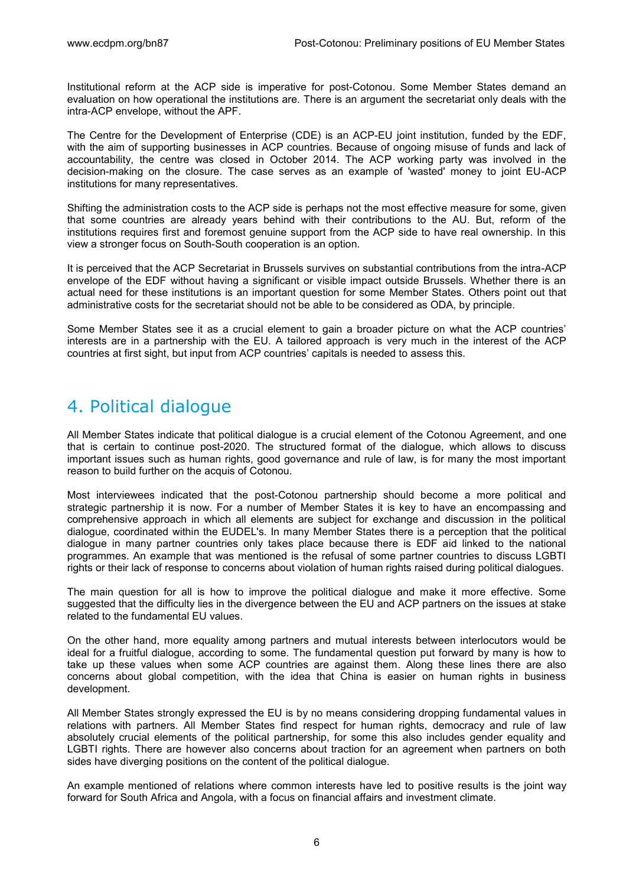Institutional reform at the ACP side is imperative for post-Cotonou. Some Member States demand an evaluation on how operational the institutions are. There is an argument the secretariat only deals with the intra-ACP envelope, without the APF.

The Centre for the Development of Enterprise (CDE) is an ACP-EU joint institution, funded by the EDF, with the aim of supporting businesses in ACP countries. Because of ongoing misuse of funds and lack of accountability, the centre was closed in October 2014. The ACP working party was involved in the decision-making on the closure. The case serves as an example of 'wasted' money to joint EU-ACP institutions for many representatives.

Shifting the administration costs to the ACP side is perhaps not the most effective measure for some, given that some countries are already years behind with their contributions to the AU. But, reform of the institutions requires first and foremost genuine support from the ACP side to have real ownership. In this view a stronger focus on South-South cooperation is an option.

It is perceived that the ACP Secretariat in Brussels survives on substantial contributions from the intra-ACP envelope of the EDF without having a significant or visible impact outside Brussels. Whether there is an actual need for these institutions is an important question for some Member States. Others point out that administrative costs for the secretariat should not be able to be considered as ODA, by principle.

Some Member States see it as a crucial element to gain a broader picture on what the ACP countries' interests are in a partnership with the EU. A tailored approach is very much in the interest of the ACP countries at first sight, but input from ACP countries' capitals is needed to assess this.

## 4. Political dialogue

All Member States indicate that political dialogue is a crucial element of the Cotonou Agreement, and one that is certain to continue post-2020. The structured format of the dialogue, which allows to discuss important issues such as human rights, good governance and rule of law, is for many the most important reason to build further on the acquis of Cotonou.

Most interviewees indicated that the post-Cotonou partnership should become a more political and strategic partnership it is now. For a number of Member States it is key to have an encompassing and comprehensive approach in which all elements are subject for exchange and discussion in the political dialogue, coordinated within the EUDEL's. In many Member States there is a perception that the political dialogue in many partner countries only takes place because there is EDF aid linked to the national programmes. An example that was mentioned is the refusal of some partner countries to discuss LGBTI rights or their lack of response to concerns about violation of human rights raised during political dialogues.

The main question for all is how to improve the political dialogue and make it more effective. Some suggested that the difficulty lies in the divergence between the EU and ACP partners on the issues at stake related to the fundamental EU values.

On the other hand, more equality among partners and mutual interests between interlocutors would be ideal for a fruitful dialogue, according to some. The fundamental question put forward by many is how to take up these values when some ACP countries are against them. Along these lines there are also concerns about global competition, with the idea that China is easier on human rights in business development.

All Member States strongly expressed the EU is by no means considering dropping fundamental values in relations with partners. All Member States find respect for human rights, democracy and rule of law absolutely crucial elements of the political partnership, for some this also includes gender equality and LGBTI rights. There are however also concerns about traction for an agreement when partners on both sides have diverging positions on the content of the political dialogue.

An example mentioned of relations where common interests have led to positive results is the joint way forward for South Africa and Angola, with a focus on financial affairs and investment climate.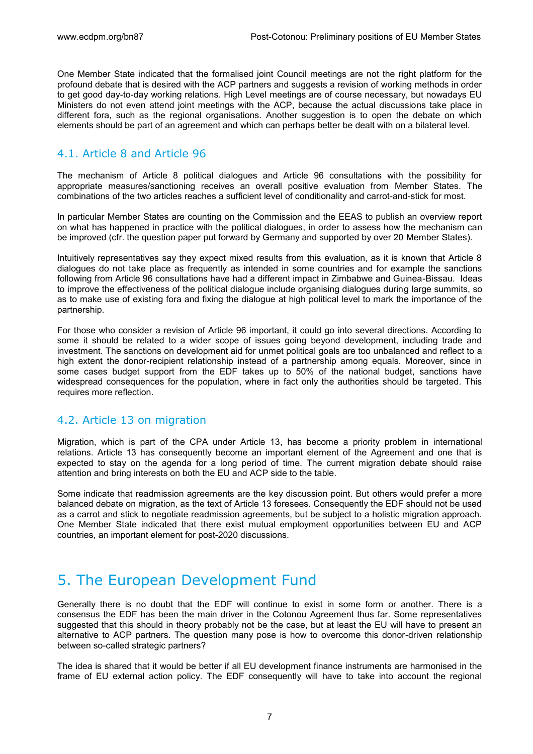One Member State indicated that the formalised joint Council meetings are not the right platform for the profound debate that is desired with the ACP partners and suggests a revision of working methods in order to get good day-to-day working relations. High Level meetings are of course necessary, but nowadays EU Ministers do not even attend joint meetings with the ACP, because the actual discussions take place in different fora, such as the regional organisations. Another suggestion is to open the debate on which elements should be part of an agreement and which can perhaps better be dealt with on a bilateral level.

### 4.1. Article 8 and Article 96

The mechanism of Article 8 political dialogues and Article 96 consultations with the possibility for appropriate measures/sanctioning receives an overall positive evaluation from Member States. The combinations of the two articles reaches a sufficient level of conditionality and carrot-and-stick for most.

In particular Member States are counting on the Commission and the EEAS to publish an overview report on what has happened in practice with the political dialogues, in order to assess how the mechanism can be improved (cfr. the question paper put forward by Germany and supported by over 20 Member States).

Intuitively representatives say they expect mixed results from this evaluation, as it is known that Article 8 dialogues do not take place as frequently as intended in some countries and for example the sanctions following from Article 96 consultations have had a different impact in Zimbabwe and Guinea-Bissau. Ideas to improve the effectiveness of the political dialogue include organising dialogues during large summits, so as to make use of existing fora and fixing the dialogue at high political level to mark the importance of the partnership.

For those who consider a revision of Article 96 important, it could go into several directions. According to some it should be related to a wider scope of issues going beyond development, including trade and investment. The sanctions on development aid for unmet political goals are too unbalanced and reflect to a high extent the donor-recipient relationship instead of a partnership among equals. Moreover, since in some cases budget support from the EDF takes up to 50% of the national budget, sanctions have widespread consequences for the population, where in fact only the authorities should be targeted. This requires more reflection.

### 4.2. Article 13 on migration

Migration, which is part of the CPA under Article 13, has become a priority problem in international relations. Article 13 has consequently become an important element of the Agreement and one that is expected to stay on the agenda for a long period of time. The current migration debate should raise attention and bring interests on both the EU and ACP side to the table.

Some indicate that readmission agreements are the key discussion point. But others would prefer a more balanced debate on migration, as the text of Article 13 foresees. Consequently the EDF should not be used as a carrot and stick to negotiate readmission agreements, but be subject to a holistic migration approach. One Member State indicated that there exist mutual employment opportunities between EU and ACP countries, an important element for post-2020 discussions.

## 5. The European Development Fund

Generally there is no doubt that the EDF will continue to exist in some form or another. There is a consensus the EDF has been the main driver in the Cotonou Agreement thus far. Some representatives suggested that this should in theory probably not be the case, but at least the EU will have to present an alternative to ACP partners. The question many pose is how to overcome this donor-driven relationship between so-called strategic partners?

The idea is shared that it would be better if all EU development finance instruments are harmonised in the frame of EU external action policy. The EDF consequently will have to take into account the regional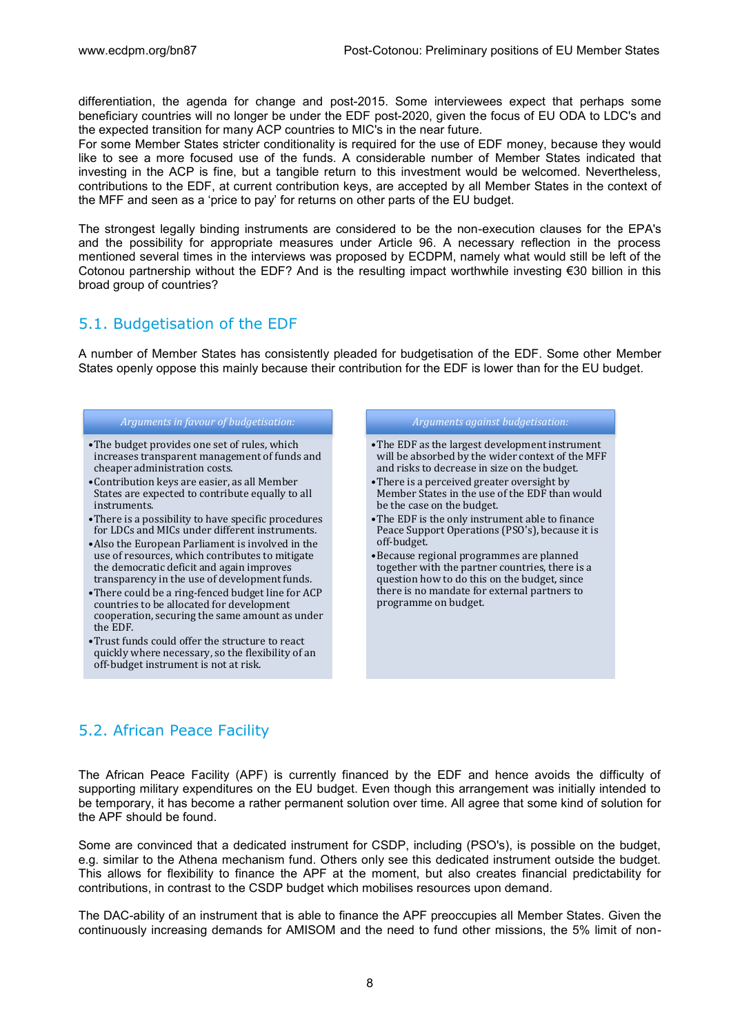differentiation, the agenda for change and post-2015. Some interviewees expect that perhaps some beneficiary countries will no longer be under the EDF post-2020, given the focus of EU ODA to LDC's and the expected transition for many ACP countries to MIC's in the near future.
For some Member States stricter conditionality is required for the use of EDF money, because they would like to see a more focused use of the funds. A considerable number of Member States indicated that investing in the ACP is fine, but a tangible return to this investment would be welcomed. Nevertheless, contributions to the EDF, at current contribution keys, are accepted by all Member States in the context of the MFF and seen as a 'price to pay' for returns on other parts of the EU budget.

The strongest legally binding instruments are considered to be the non-execution clauses for the EPA's and the possibility for appropriate measures under Article 96. A necessary reflection in the process mentioned several times in the interviews was proposed by ECDPM, namely what would still be left of the Cotonou partnership without the EDF? And is the resulting impact worthwhile investing €30 billion in this broad group of countries?

## 5.1. Budgetisation of the EDF

A number of Member States has consistently pleaded for budgetisation of the EDF. Some other Member States openly oppose this mainly because their contribution for the EDF is lower than for the EU budget.

*Arguments in favour of budgetisation:*

- The budget provides one set of rules, which increases transparent management of funds and cheaper administration costs.
- Contribution keys are easier, as all Member States are expected to contribute equally to all instruments.
- There is a possibility to have specific procedures for LDCs and MICs under different instruments.
- Also the European Parliament is involved in the use of resources, which contributes to mitigate the democratic deficit and again improves transparency in the use of development funds.
- There could be a ring-fenced budget line for ACP countries to be allocated for development cooperation, securing the same amount as under the EDF.
- Trust funds could offer the structure to react quickly where necessary, so the flexibility of an off-budget instrument is not at risk.

*Arguments against budgetisation:*

- The EDF as the largest development instrument will be absorbed by the wider context of the MFF and risks to decrease in size on the budget.
- There is a perceived greater oversight by Member States in the use of the EDF than would be the case on the budget.
- The EDF is the only instrument able to finance Peace Support Operations (PSO's), because it is off-budget.
- Because regional programmes are planned together with the partner countries, there is a question how to do this on the budget, since there is no mandate for external partners to programme on budget.

## 5.2. African Peace Facility

The African Peace Facility (APF) is currently financed by the EDF and hence avoids the difficulty of supporting military expenditures on the EU budget. Even though this arrangement was initially intended to be temporary, it has become a rather permanent solution over time. All agree that some kind of solution for the APF should be found.

Some are convinced that a dedicated instrument for CSDP, including (PSO's), is possible on the budget, e.g. similar to the Athena mechanism fund. Others only see this dedicated instrument outside the budget. This allows for flexibility to finance the APF at the moment, but also creates financial predictability for contributions, in contrast to the CSDP budget which mobilises resources upon demand.

The DAC-ability of an instrument that is able to finance the APF preoccupies all Member States. Given the continuously increasing demands for AMISOM and the need to fund other missions, the 5% limit of non-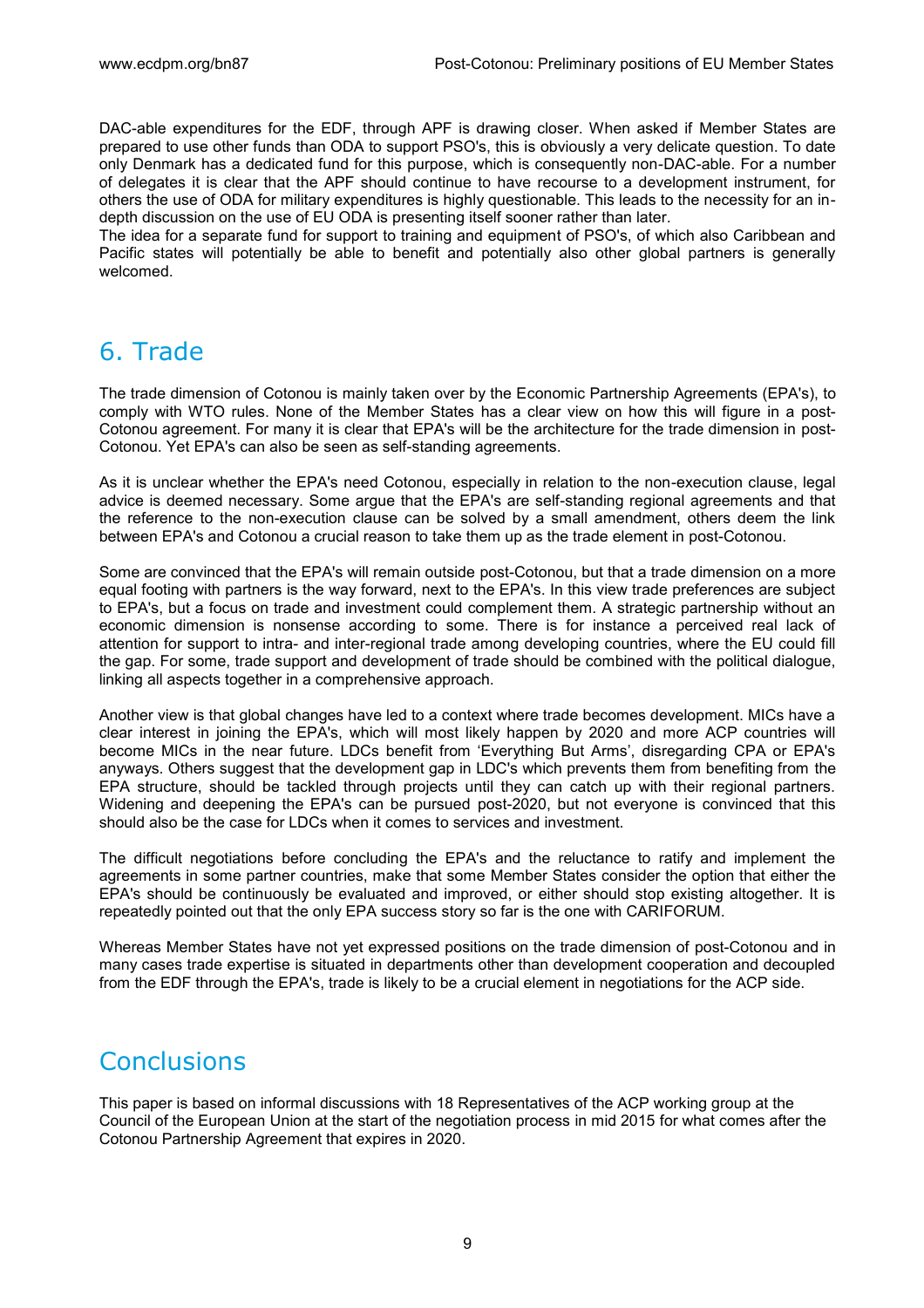DAC-able expenditures for the EDF, through APF is drawing closer. When asked if Member States are prepared to use other funds than ODA to support PSO's, this is obviously a very delicate question. To date only Denmark has a dedicated fund for this purpose, which is consequently non-DAC-able. For a number of delegates it is clear that the APF should continue to have recourse to a development instrument, for others the use of ODA for military expenditures is highly questionable. This leads to the necessity for an in-depth discussion on the use of EU ODA is presenting itself sooner rather than later.
The idea for a separate fund for support to training and equipment of PSO's, of which also Caribbean and Pacific states will potentially be able to benefit and potentially also other global partners is generally welcomed.

## 6. Trade

The trade dimension of Cotonou is mainly taken over by the Economic Partnership Agreements (EPA's), to comply with WTO rules. None of the Member States has a clear view on how this will figure in a post-Cotonou agreement. For many it is clear that EPA's will be the architecture for the trade dimension in post-Cotonou. Yet EPA's can also be seen as self-standing agreements.

As it is unclear whether the EPA's need Cotonou, especially in relation to the non-execution clause, legal advice is deemed necessary. Some argue that the EPA's are self-standing regional agreements and that the reference to the non-execution clause can be solved by a small amendment, others deem the link between EPA's and Cotonou a crucial reason to take them up as the trade element in post-Cotonou.

Some are convinced that the EPA's will remain outside post-Cotonou, but that a trade dimension on a more equal footing with partners is the way forward, next to the EPA's. In this view trade preferences are subject to EPA's, but a focus on trade and investment could complement them. A strategic partnership without an economic dimension is nonsense according to some. There is for instance a perceived real lack of attention for support to intra- and inter-regional trade among developing countries, where the EU could fill the gap. For some, trade support and development of trade should be combined with the political dialogue, linking all aspects together in a comprehensive approach.

Another view is that global changes have led to a context where trade becomes development. MICs have a clear interest in joining the EPA's, which will most likely happen by 2020 and more ACP countries will become MICs in the near future. LDCs benefit from 'Everything But Arms', disregarding CPA or EPA's anyways. Others suggest that the development gap in LDC's which prevents them from benefiting from the EPA structure, should be tackled through projects until they can catch up with their regional partners. Widening and deepening the EPA's can be pursued post-2020, but not everyone is convinced that this should also be the case for LDCs when it comes to services and investment.

The difficult negotiations before concluding the EPA's and the reluctance to ratify and implement the agreements in some partner countries, make that some Member States consider the option that either the EPA's should be continuously be evaluated and improved, or either should stop existing altogether. It is repeatedly pointed out that the only EPA success story so far is the one with CARIFORUM.

Whereas Member States have not yet expressed positions on the trade dimension of post-Cotonou and in many cases trade expertise is situated in departments other than development cooperation and decoupled from the EDF through the EPA's, trade is likely to be a crucial element in negotiations for the ACP side.

## Conclusions

This paper is based on informal discussions with 18 Representatives of the ACP working group at the Council of the European Union at the start of the negotiation process in mid 2015 for what comes after the Cotonou Partnership Agreement that expires in 2020.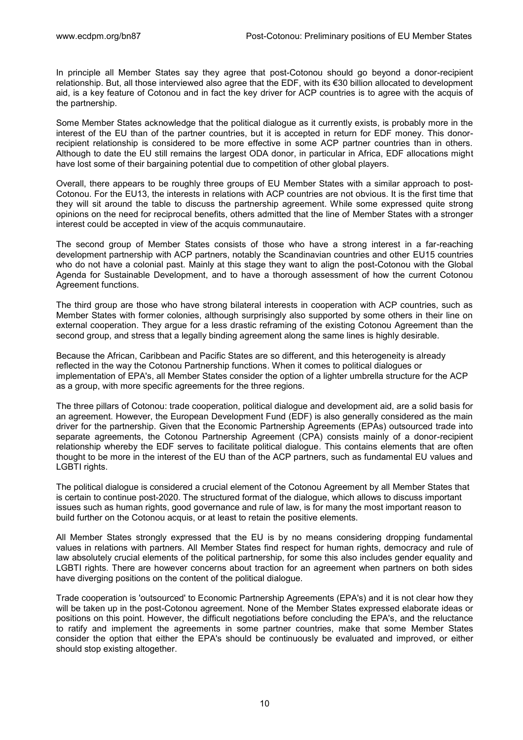In principle all Member States say they agree that post-Cotonou should go beyond a donor-recipient relationship. But, all those interviewed also agree that the EDF, with its €30 billion allocated to development aid, is a key feature of Cotonou and in fact the key driver for ACP countries is to agree with the acquis of the partnership.

Some Member States acknowledge that the political dialogue as it currently exists, is probably more in the interest of the EU than of the partner countries, but it is accepted in return for EDF money. This donor-recipient relationship is considered to be more effective in some ACP partner countries than in others. Although to date the EU still remains the largest ODA donor, in particular in Africa, EDF allocations might have lost some of their bargaining potential due to competition of other global players.

Overall, there appears to be roughly three groups of EU Member States with a similar approach to post-Cotonou. For the EU13, the interests in relations with ACP countries are not obvious. It is the first time that they will sit around the table to discuss the partnership agreement. While some expressed quite strong opinions on the need for reciprocal benefits, others admitted that the line of Member States with a stronger interest could be accepted in view of the acquis communautaire.

The second group of Member States consists of those who have a strong interest in a far-reaching development partnership with ACP partners, notably the Scandinavian countries and other EU15 countries who do not have a colonial past. Mainly at this stage they want to align the post-Cotonou with the Global Agenda for Sustainable Development, and to have a thorough assessment of how the current Cotonou Agreement functions.

The third group are those who have strong bilateral interests in cooperation with ACP countries, such as Member States with former colonies, although surprisingly also supported by some others in their line on external cooperation. They argue for a less drastic reframing of the existing Cotonou Agreement than the second group, and stress that a legally binding agreement along the same lines is highly desirable.

Because the African, Caribbean and Pacific States are so different, and this heterogeneity is already reflected in the way the Cotonou Partnership functions. When it comes to political dialogues or implementation of EPA's, all Member States consider the option of a lighter umbrella structure for the ACP as a group, with more specific agreements for the three regions.

The three pillars of Cotonou: trade cooperation, political dialogue and development aid, are a solid basis for an agreement. However, the European Development Fund (EDF) is also generally considered as the main driver for the partnership. Given that the Economic Partnership Agreements (EPAs) outsourced trade into separate agreements, the Cotonou Partnership Agreement (CPA) consists mainly of a donor-recipient relationship whereby the EDF serves to facilitate political dialogue. This contains elements that are often thought to be more in the interest of the EU than of the ACP partners, such as fundamental EU values and LGBTI rights.

The political dialogue is considered a crucial element of the Cotonou Agreement by all Member States that is certain to continue post-2020. The structured format of the dialogue, which allows to discuss important issues such as human rights, good governance and rule of law, is for many the most important reason to build further on the Cotonou acquis, or at least to retain the positive elements.

All Member States strongly expressed that the EU is by no means considering dropping fundamental values in relations with partners. All Member States find respect for human rights, democracy and rule of law absolutely crucial elements of the political partnership, for some this also includes gender equality and LGBTI rights. There are however concerns about traction for an agreement when partners on both sides have diverging positions on the content of the political dialogue.

Trade cooperation is 'outsourced' to Economic Partnership Agreements (EPA's) and it is not clear how they will be taken up in the post-Cotonou agreement. None of the Member States expressed elaborate ideas or positions on this point. However, the difficult negotiations before concluding the EPA's, and the reluctance to ratify and implement the agreements in some partner countries, make that some Member States consider the option that either the EPA's should be continuously be evaluated and improved, or either should stop existing altogether.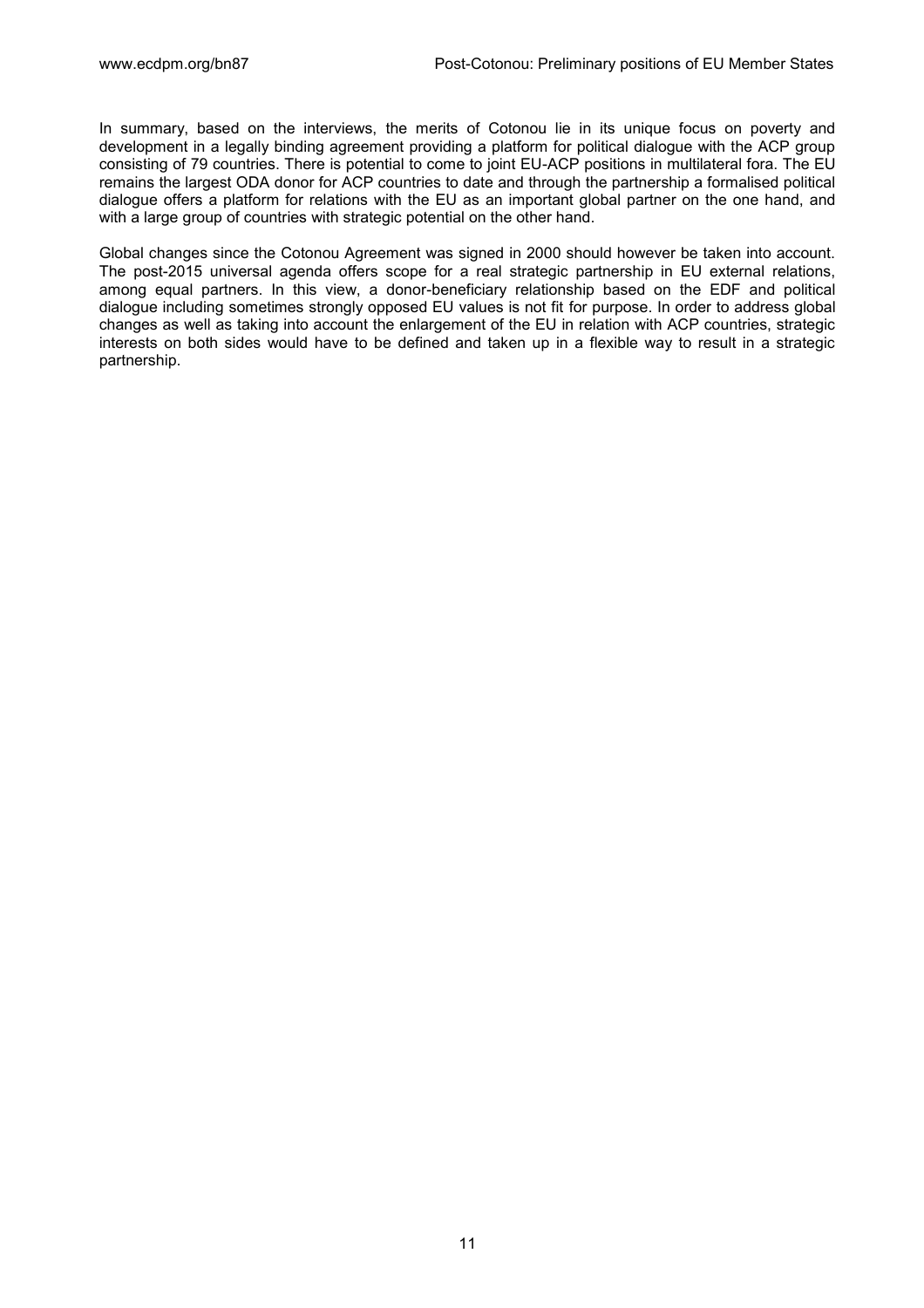In summary, based on the interviews, the merits of Cotonou lie in its unique focus on poverty and development in a legally binding agreement providing a platform for political dialogue with the ACP group consisting of 79 countries. There is potential to come to joint EU-ACP positions in multilateral fora. The EU remains the largest ODA donor for ACP countries to date and through the partnership a formalised political dialogue offers a platform for relations with the EU as an important global partner on the one hand, and with a large group of countries with strategic potential on the other hand.

Global changes since the Cotonou Agreement was signed in 2000 should however be taken into account. The post-2015 universal agenda offers scope for a real strategic partnership in EU external relations, among equal partners. In this view, a donor-beneficiary relationship based on the EDF and political dialogue including sometimes strongly opposed EU values is not fit for purpose. In order to address global changes as well as taking into account the enlargement of the EU in relation with ACP countries, strategic interests on both sides would have to be defined and taken up in a flexible way to result in a strategic partnership.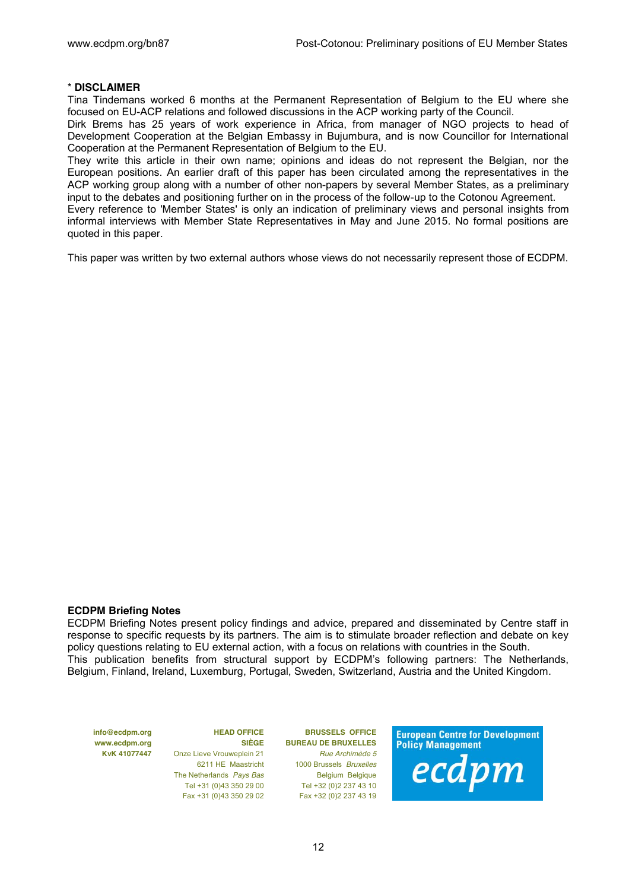**\* DISCLAIMER**

Tina Tindemans worked 6 months at the Permanent Representation of Belgium to the EU where she focused on EU-ACP relations and followed discussions in the ACP working party of the Council.

Dirk Brems has 25 years of work experience in Africa, from manager of NGO projects to head of Development Cooperation at the Belgian Embassy in Bujumbura, and is now Councillor for International Cooperation at the Permanent Representation of Belgium to the EU.

They write this article in their own name; opinions and ideas do not represent the Belgian, nor the European positions. An earlier draft of this paper has been circulated among the representatives in the ACP working group along with a number of other non-papers by several Member States, as a preliminary input to the debates and positioning further on in the process of the follow-up to the Cotonou Agreement.

Every reference to 'Member States' is only an indication of preliminary views and personal insights from informal interviews with Member State Representatives in May and June 2015. No formal positions are quoted in this paper.

This paper was written by two external authors whose views do not necessarily represent those of ECDPM.

**ECDPM Briefing Notes**

ECDPM Briefing Notes present policy findings and advice, prepared and disseminated by Centre staff in response to specific requests by its partners. The aim is to stimulate broader reflection and debate on key policy questions relating to EU external action, with a focus on relations with countries in the South.

This publication benefits from structural support by ECDPM's following partners: The Netherlands, Belgium, Finland, Ireland, Luxemburg, Portugal, Sweden, Switzerland, Austria and the United Kingdom.

info@ecdpm.org
www.ecdpm.org
KvK 41077447

**HEAD OFFICE**
**SIÈGE**
Onze Lieve Vrouweplein 21
6211 HE Maastricht
The Netherlands *Pays Bas*
Tel +31 (0)43 350 29 00
Fax +31 (0)43 350 29 02

**BRUSSELS OFFICE**
**BUREAU DE BRUXELLES**
*Rue Archimède 5*
1000 Brussels *Bruxelles*
Belgium *Belgique*
Tel +32 (0)2 237 43 10
Fax +32 (0)2 237 43 19

European Centre for Development Policy Management
ecdpm